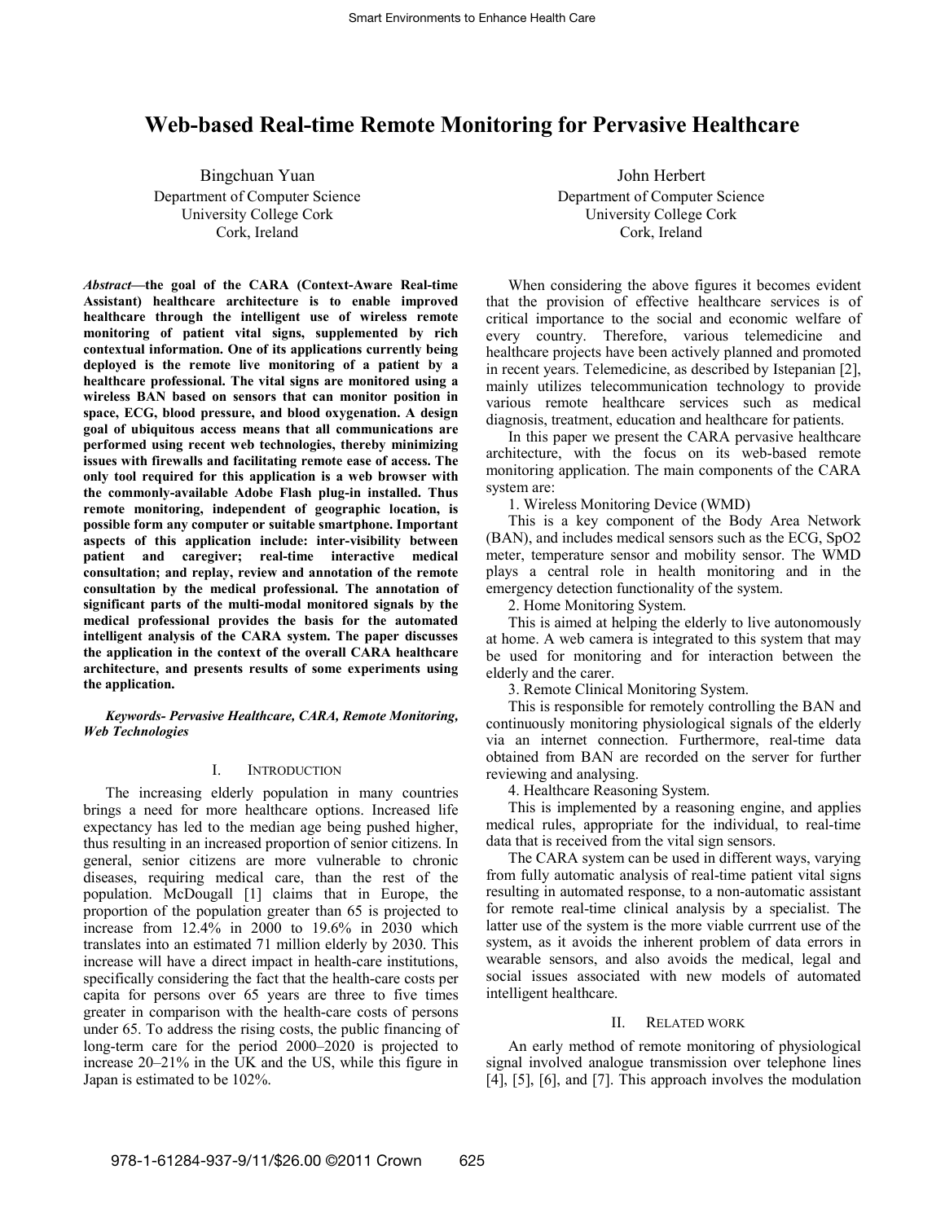# Web-based Real-time Remote Monitoring for Pervasive Healthcare

Bingchuan Yuan
Department of Computer Science
University College Cork
Cork, Ireland

John Herbert
Department of Computer Science
University College Cork
Cork, Ireland

***Abstract*—the goal of the CARA (Context-Aware Real-time Assistant) healthcare architecture is to enable improved healthcare through the intelligent use of wireless remote monitoring of patient vital signs, supplemented by rich contextual information. One of its applications currently being deployed is the remote live monitoring of a patient by a healthcare professional. The vital signs are monitored using a wireless BAN based on sensors that can monitor position in space, ECG, blood pressure, and blood oxygenation. A design goal of ubiquitous access means that all communications are performed using recent web technologies, thereby minimizing issues with firewalls and facilitating remote ease of access. The only tool required for this application is a web browser with the commonly-available Adobe Flash plug-in installed. Thus remote monitoring, independent of geographic location, is possible form any computer or suitable smartphone. Important aspects of this application include: inter-visibility between patient and caregiver; real-time interactive medical consultation; and replay, review and annotation of the remote consultation by the medical professional. The annotation of significant parts of the multi-modal monitored signals by the medical professional provides the basis for the automated intelligent analysis of the CARA system. The paper discusses the application in the context of the overall CARA healthcare architecture, and presents results of some experiments using the application.**

***Keywords- Pervasive Healthcare, CARA, Remote Monitoring, Web Technologies***

## I. Introduction

The increasing elderly population in many countries brings a need for more healthcare options. Increased life expectancy has led to the median age being pushed higher, thus resulting in an increased proportion of senior citizens. In general, senior citizens are more vulnerable to chronic diseases, requiring medical care, than the rest of the population. McDougall [1] claims that in Europe, the proportion of the population greater than 65 is projected to increase from 12.4% in 2000 to 19.6% in 2030 which translates into an estimated 71 million elderly by 2030. This increase will have a direct impact in health-care institutions, specifically considering the fact that the health-care costs per capita for persons over 65 years are three to five times greater in comparison with the health-care costs of persons under 65. To address the rising costs, the public financing of long-term care for the period 2000–2020 is projected to increase 20–21% in the UK and the US, while this figure in Japan is estimated to be 102%.

When considering the above figures it becomes evident that the provision of effective healthcare services is of critical importance to the social and economic welfare of every country. Therefore, various telemedicine and healthcare projects have been actively planned and promoted in recent years. Telemedicine, as described by Istepanian [2], mainly utilizes telecommunication technology to provide various remote healthcare services such as medical diagnosis, treatment, education and healthcare for patients.

In this paper we present the CARA pervasive healthcare architecture, with the focus on its web-based remote monitoring application. The main components of the CARA system are:

1. Wireless Monitoring Device (WMD)

This is a key component of the Body Area Network (BAN), and includes medical sensors such as the ECG, SpO2 meter, temperature sensor and mobility sensor. The WMD plays a central role in health monitoring and in the emergency detection functionality of the system.

2. Home Monitoring System.

This is aimed at helping the elderly to live autonomously at home. A web camera is integrated to this system that may be used for monitoring and for interaction between the elderly and the carer.

3. Remote Clinical Monitoring System.

This is responsible for remotely controlling the BAN and continuously monitoring physiological signals of the elderly via an internet connection. Furthermore, real-time data obtained from BAN are recorded on the server for further reviewing and analysing.

4. Healthcare Reasoning System.

This is implemented by a reasoning engine, and applies medical rules, appropriate for the individual, to real-time data that is received from the vital sign sensors.

The CARA system can be used in different ways, varying from fully automatic analysis of real-time patient vital signs resulting in automated response, to a non-automatic assistant for remote real-time clinical analysis by a specialist. The latter use of the system is the more viable currrent use of the system, as it avoids the inherent problem of data errors in wearable sensors, and also avoids the medical, legal and social issues associated with new models of automated intelligent healthcare.

## II. Related work

An early method of remote monitoring of physiological signal involved analogue transmission over telephone lines [4], [5], [6], and [7]. This approach involves the modulation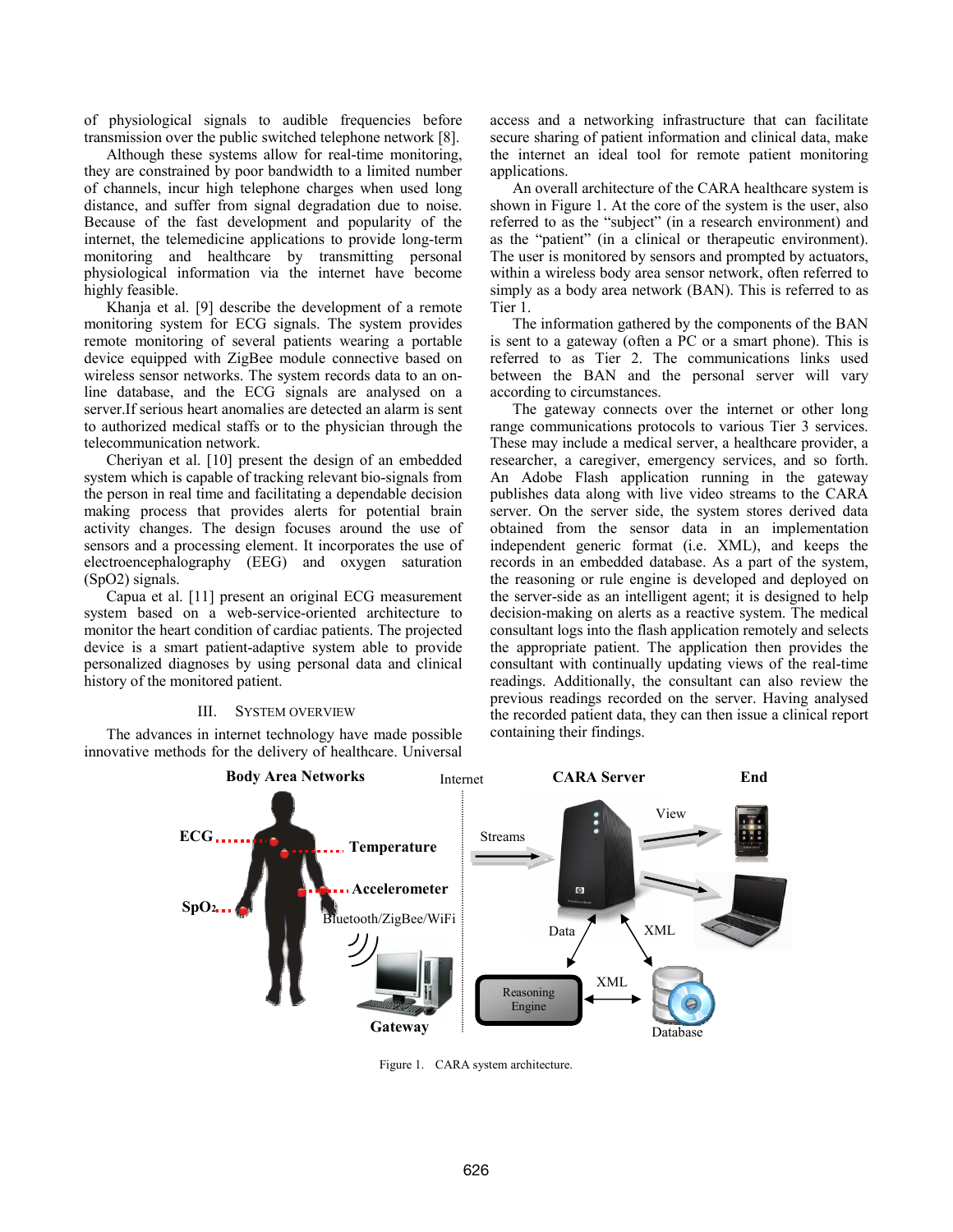of physiological signals to audible frequencies before transmission over the public switched telephone network [8].

Although these systems allow for real-time monitoring, they are constrained by poor bandwidth to a limited number of channels, incur high telephone charges when used long distance, and suffer from signal degradation due to noise. Because of the fast development and popularity of the internet, the telemedicine applications to provide long-term monitoring and healthcare by transmitting personal physiological information via the internet have become highly feasible.

Khanja et al. [9] describe the development of a remote monitoring system for ECG signals. The system provides remote monitoring of several patients wearing a portable device equipped with ZigBee module connective based on wireless sensor networks. The system records data to an on-line database, and the ECG signals are analysed on a server.If serious heart anomalies are detected an alarm is sent to authorized medical staffs or to the physician through the telecommunication network.

Cheriyan et al. [10] present the design of an embedded system which is capable of tracking relevant bio-signals from the person in real time and facilitating a dependable decision making process that provides alerts for potential brain activity changes. The design focuses around the use of sensors and a processing element. It incorporates the use of electroencephalography (EEG) and oxygen saturation (SpO2) signals.

Capua et al. [11] present an original ECG measurement system based on a web-service-oriented architecture to monitor the heart condition of cardiac patients. The projected device is a smart patient-adaptive system able to provide personalized diagnoses by using personal data and clinical history of the monitored patient.

## III. System Overview

The advances in internet technology have made possible innovative methods for the delivery of healthcare. Universal access and a networking infrastructure that can facilitate secure sharing of patient information and clinical data, make the internet an ideal tool for remote patient monitoring applications.

An overall architecture of the CARA healthcare system is shown in Figure 1. At the core of the system is the user, also referred to as the "subject" (in a research environment) and as the "patient" (in a clinical or therapeutic environment). The user is monitored by sensors and prompted by actuators, within a wireless body area sensor network, often referred to simply as a body area network (BAN). This is referred to as Tier 1.

The information gathered by the components of the BAN is sent to a gateway (often a PC or a smart phone). This is referred to as Tier 2. The communications links used between the BAN and the personal server will vary according to circumstances.

The gateway connects over the internet or other long range communications protocols to various Tier 3 services. These may include a medical server, a healthcare provider, a researcher, a caregiver, emergency services, and so forth. An Adobe Flash application running in the gateway publishes data along with live video streams to the CARA server. On the server side, the system stores derived data obtained from the sensor data in an implementation independent generic format (i.e. XML), and keeps the records in an embedded database. As a part of the system, the reasoning or rule engine is developed and deployed on the server-side as an intelligent agent; it is designed to help decision-making on alerts as a reactive system. The medical consultant logs into the flash application remotely and selects the appropriate patient. The application then provides the consultant with continually updating views of the real-time readings. Additionally, the consultant can also review the previous readings recorded on the server. Having analysed the recorded patient data, they can then issue a clinical report containing their findings.

Figure 1. CARA system architecture.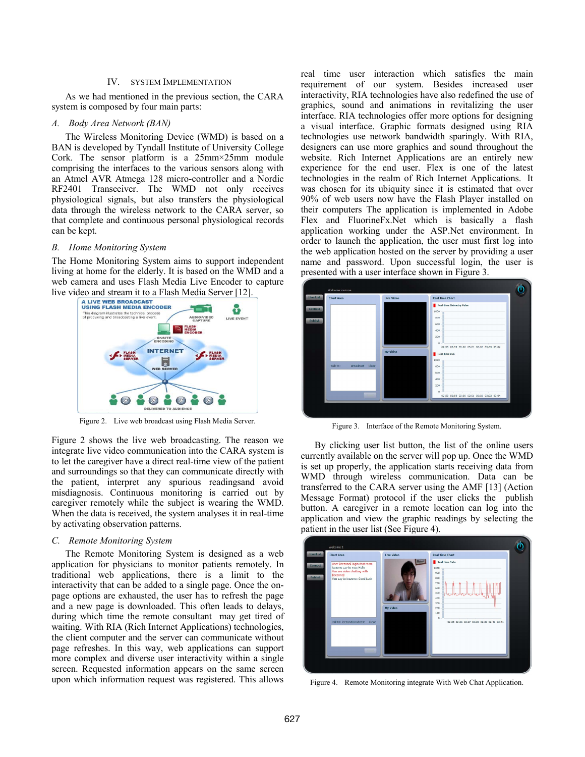## IV. SYSTEM IMPLEMENTATION

As we had mentioned in the previous section, the CARA system is composed by four main parts:

### *A. Body Area Network (BAN)*

The Wireless Monitoring Device (WMD) is based on a BAN is developed by Tyndall Institute of University College Cork. The sensor platform is a 25mm×25mm module comprising the interfaces to the various sensors along with an Atmel AVR Atmega 128 micro-controller and a Nordic RF2401 Transceiver. The WMD not only receives physiological signals, but also transfers the physiological data through the wireless network to the CARA server, so that complete and continuous personal physiological records can be kept.

### *B. Home Monitoring System*

The Home Monitoring System aims to support independent living at home for the elderly. It is based on the WMD and a web camera and uses Flash Media Live Encoder to capture live video and stream it to a Flash Media Server [12].

Figure 2. Live web broadcast using Flash Media Server.

Figure 2 shows the live web broadcasting. The reason we integrate live video communication into the CARA system is to let the caregiver have a direct real-time view of the patient and surroundings so that they can communicate directly with the patient, interpret any spurious readingsand avoid misdiagnosis. Continuous monitoring is carried out by caregiver remotely while the subject is wearing the WMD. When the data is received, the system analyses it in real-time by activating observation patterns.

### *C. Remote Monitoring System*

The Remote Monitoring System is designed as a web application for physicians to monitor patients remotely. In traditional web applications, there is a limit to the interactivity that can be added to a single page. Once the on-page options are exhausted, the user has to refresh the page and a new page is downloaded. This often leads to delays, during which time the remote consultant may get tired of waiting. With RIA (Rich Internet Applications) technologies, the client computer and the server can communicate without page refreshes. In this way, web applications can support more complex and diverse user interactivity within a single screen. Requested information appears on the same screen upon which information request was registered. This allows real time user interaction which satisfies the main requirement of our system. Besides increased user interactivity, RIA technologies have also redefined the use of graphics, sound and animations in revitalizing the user interface. RIA technologies offer more options for designing a visual interface. Graphic formats designed using RIA technologies use network bandwidth sparingly. With RIA, designers can use more graphics and sound throughout the website. Rich Internet Applications are an entirely new experience for the end user. Flex is one of the latest technologies in the realm of Rich Internet Applications. It was chosen for its ubiquity since it is estimated that over 90% of web users now have the Flash Player installed on their computers The application is implemented in Adobe Flex and FluorineFx.Net which is basically a flash application working under the ASP.Net environment. In order to launch the application, the user must first log into the web application hosted on the server by providing a user name and password. Upon successful login, the user is presented with a user interface shown in Figure 3.

Figure 3. Interface of the Remote Monitoring System.

By clicking user list button, the list of the online users currently available on the server will pop up. Once the WMD is set up properly, the application starts receiving data from WMD through wireless communication. Data can be transferred to the CARA server using the AMF [13] (Action Message Format) protocol if the user clicks the publish button. A caregiver in a remote location can log into the application and view the graphic readings by selecting the patient in the user list (See Figure 4).

Figure 4. Remote Monitoring integrate With Web Chat Application.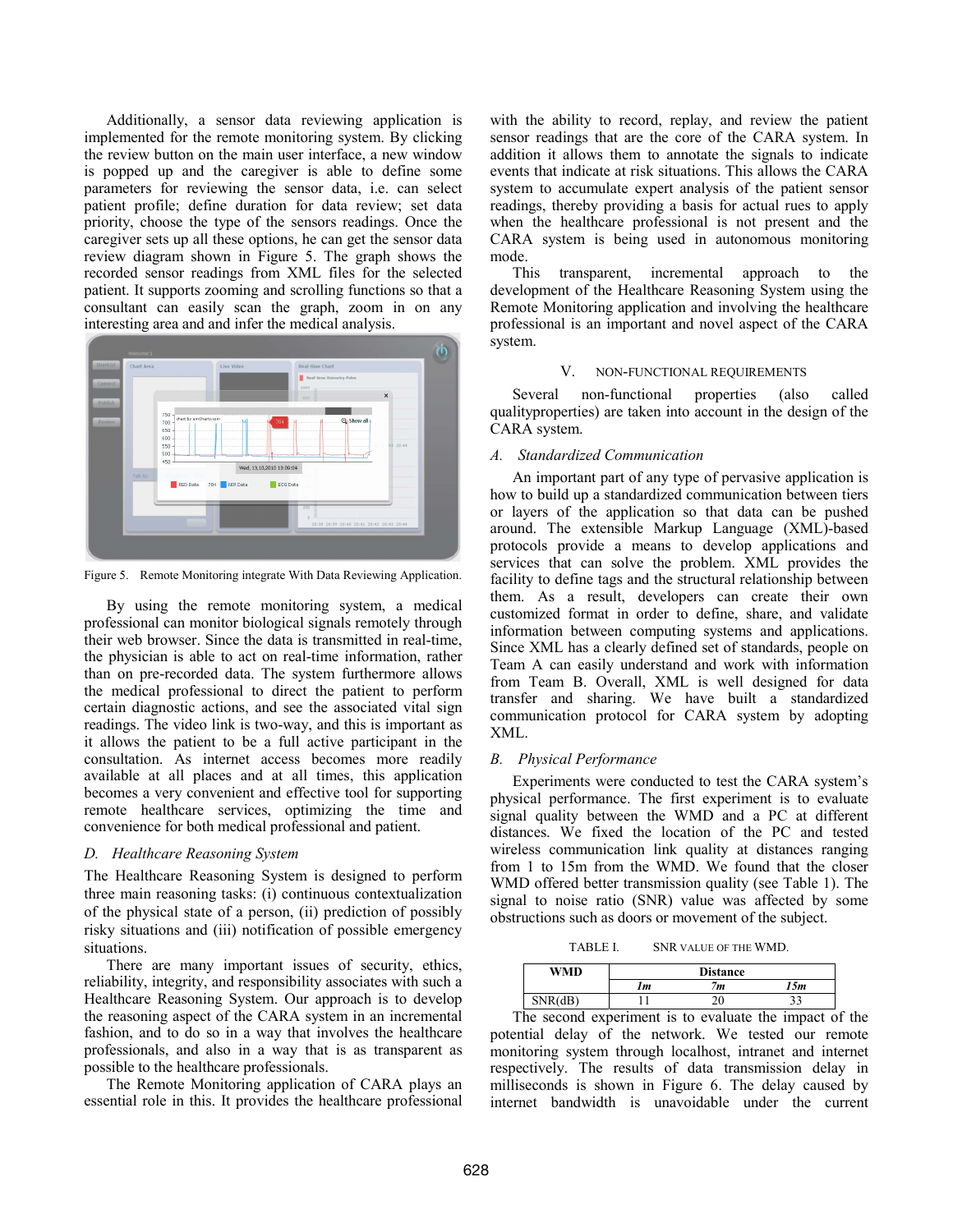Additionally, a sensor data reviewing application is implemented for the remote monitoring system. By clicking the review button on the main user interface, a new window is popped up and the caregiver is able to define some parameters for reviewing the sensor data, i.e. can select patient profile; define duration for data review; set data priority, choose the type of the sensors readings. Once the caregiver sets up all these options, he can get the sensor data review diagram shown in Figure 5. The graph shows the recorded sensor readings from XML files for the selected patient. It supports zooming and scrolling functions so that a consultant can easily scan the graph, zoom in on any interesting area and and infer the medical analysis.

Figure 5. Remote Monitoring integrate With Data Reviewing Application.

By using the remote monitoring system, a medical professional can monitor biological signals remotely through their web browser. Since the data is transmitted in real-time, the physician is able to act on real-time information, rather than on pre-recorded data. The system furthermore allows the medical professional to direct the patient to perform certain diagnostic actions, and see the associated vital sign readings. The video link is two-way, and this is important as it allows the patient to be a full active participant in the consultation. As internet access becomes more readily available at all places and at all times, this application becomes a very convenient and effective tool for supporting remote healthcare services, optimizing the time and convenience for both medical professional and patient.

### D. Healthcare Reasoning System

The Healthcare Reasoning System is designed to perform three main reasoning tasks: (i) continuous contextualization of the physical state of a person, (ii) prediction of possibly risky situations and (iii) notification of possible emergency situations.

There are many important issues of security, ethics, reliability, integrity, and responsibility associates with such a Healthcare Reasoning System. Our approach is to develop the reasoning aspect of the CARA system in an incremental fashion, and to do so in a way that involves the healthcare professionals, and also in a way that is as transparent as possible to the healthcare professionals.

The Remote Monitoring application of CARA plays an essential role in this. It provides the healthcare professional with the ability to record, replay, and review the patient sensor readings that are the core of the CARA system. In addition it allows them to annotate the signals to indicate events that indicate at risk situations. This allows the CARA system to accumulate expert analysis of the patient sensor readings, thereby providing a basis for actual rues to apply when the healthcare professional is not present and the CARA system is being used in autonomous monitoring mode.

This transparent, incremental approach to the development of the Healthcare Reasoning System using the Remote Monitoring application and involving the healthcare professional is an important and novel aspect of the CARA system.

## V. NON-FUNCTIONAL REQUIREMENTS

Several non-functional properties (also called qualityproperties) are taken into account in the design of the CARA system.

### A. Standardized Communication

An important part of any type of pervasive application is how to build up a standardized communication between tiers or layers of the application so that data can be pushed around. The extensible Markup Language (XML)-based protocols provide a means to develop applications and services that can solve the problem. XML provides the facility to define tags and the structural relationship between them. As a result, developers can create their own customized format in order to define, share, and validate information between computing systems and applications. Since XML has a clearly defined set of standards, people on Team A can easily understand and work with information from Team B. Overall, XML is well designed for data transfer and sharing. We have built a standardized communication protocol for CARA system by adopting XML.

### B. Physical Performance

Experiments were conducted to test the CARA system's physical performance. The first experiment is to evaluate signal quality between the WMD and a PC at different distances. We fixed the location of the PC and tested wireless communication link quality at distances ranging from 1 to 15m from the WMD. We found that the closer WMD offered better transmission quality (see Table 1). The signal to noise ratio (SNR) value was affected by some obstructions such as doors or movement of the subject.

TABLE I. SNR VALUE OF THE WMD.

| WMD | Distance | | |
|---|---|---|---|
| | *1m* | *7m* | *15m* |
| SNR(dB) | 11 | 20 | 33 |

The second experiment is to evaluate the impact of the potential delay of the network. We tested our remote monitoring system through localhost, intranet and internet respectively. The results of data transmission delay in milliseconds is shown in Figure 6. The delay caused by internet bandwidth is unavoidable under the current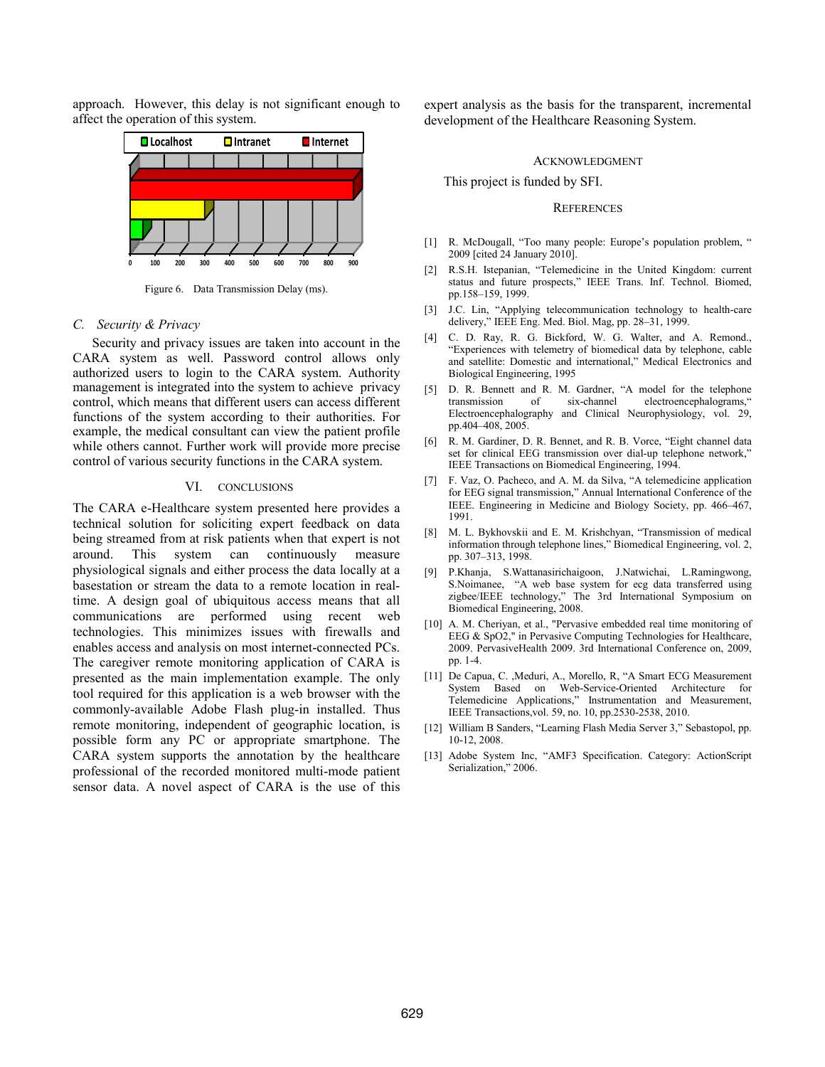approach. However, this delay is not significant enough to affect the operation of this system.

Localhost
Intranet
Internet

0
100
200
300
400
500
600
700
800
900

Figure 6. Data Transmission Delay (ms).

### C. Security & Privacy

Security and privacy issues are taken into account in the CARA system as well. Password control allows only authorized users to login to the CARA system. Authority management is integrated into the system to achieve privacy control, which means that different users can access different functions of the system according to their authorities. For example, the medical consultant can view the patient profile while others cannot. Further work will provide more precise control of various security functions in the CARA system.

## VI. Conclusions

The CARA e-Healthcare system presented here provides a technical solution for soliciting expert feedback on data being streamed from at risk patients when that expert is not around. This system can continuously measure physiological signals and either process the data locally at a basestation or stream the data to a remote location in real-time. A design goal of ubiquitous access means that all communications are performed using recent web technologies. This minimizes issues with firewalls and enables access and analysis on most internet-connected PCs. The caregiver remote monitoring application of CARA is presented as the main implementation example. The only tool required for this application is a web browser with the commonly-available Adobe Flash plug-in installed. Thus remote monitoring, independent of geographic location, is possible form any PC or appropriate smartphone. The CARA system supports the annotation by the healthcare professional of the recorded monitored multi-mode patient sensor data. A novel aspect of CARA is the use of this expert analysis as the basis for the transparent, incremental development of the Healthcare Reasoning System.

## Acknowledgment

This project is funded by SFI.

## References

[1] R. McDougall, "Too many people: Europe's population problem, " 2009 [cited 24 January 2010].

[2] R.S.H. Istepanian, "Telemedicine in the United Kingdom: current status and future prospects," IEEE Trans. Inf. Technol. Biomed, pp.158–159, 1999.

[3] J.C. Lin, "Applying telecommunication technology to health-care delivery," IEEE Eng. Med. Biol. Mag, pp. 28–31, 1999.

[4] C. D. Ray, R. G. Bickford, W. G. Walter, and A. Remond., "Experiences with telemetry of biomedical data by telephone, cable and satellite: Domestic and international," Medical Electronics and Biological Engineering, 1995

[5] D. R. Bennett and R. M. Gardner, "A model for the telephone transmission of six-channel electroencephalograms," Electroencephalography and Clinical Neurophysiology, vol. 29, pp.404–408, 2005.

[6] R. M. Gardiner, D. R. Bennet, and R. B. Vorce, "Eight channel data set for clinical EEG transmission over dial-up telephone network," IEEE Transactions on Biomedical Engineering, 1994.

[7] F. Vaz, O. Pacheco, and A. M. da Silva, "A telemedicine application for EEG signal transmission," Annual International Conference of the IEEE. Engineering in Medicine and Biology Society, pp. 466–467, 1991.

[8] M. L. Bykhovskii and E. M. Krishchyan, "Transmission of medical information through telephone lines," Biomedical Engineering, vol. 2, pp. 307–313, 1998.

[9] P.Khanja, S.Wattanasirichaigoon, J.Natwichai, L.Ramingwong, S.Noimanee, "A web base system for ecg data transferred using zigbee/IEEE technology," The 3rd International Symposium on Biomedical Engineering, 2008.

[10] A. M. Cheriyan, et al., "Pervasive embedded real time monitoring of EEG & SpO2," in Pervasive Computing Technologies for Healthcare, 2009. PervasiveHealth 2009. 3rd International Conference on, 2009, pp. 1-4.

[11] De Capua, C. ,Meduri, A., Morello, R, "A Smart ECG Measurement System Based on Web-Service-Oriented Architecture for Telemedicine Applications," Instrumentation and Measurement, IEEE Transactions,vol. 59, no. 10, pp.2530-2538, 2010.

[12] William B Sanders, "Learning Flash Media Server 3," Sebastopol, pp. 10-12, 2008.

[13] Adobe System Inc, "AMF3 Specification. Category: ActionScript Serialization," 2006.